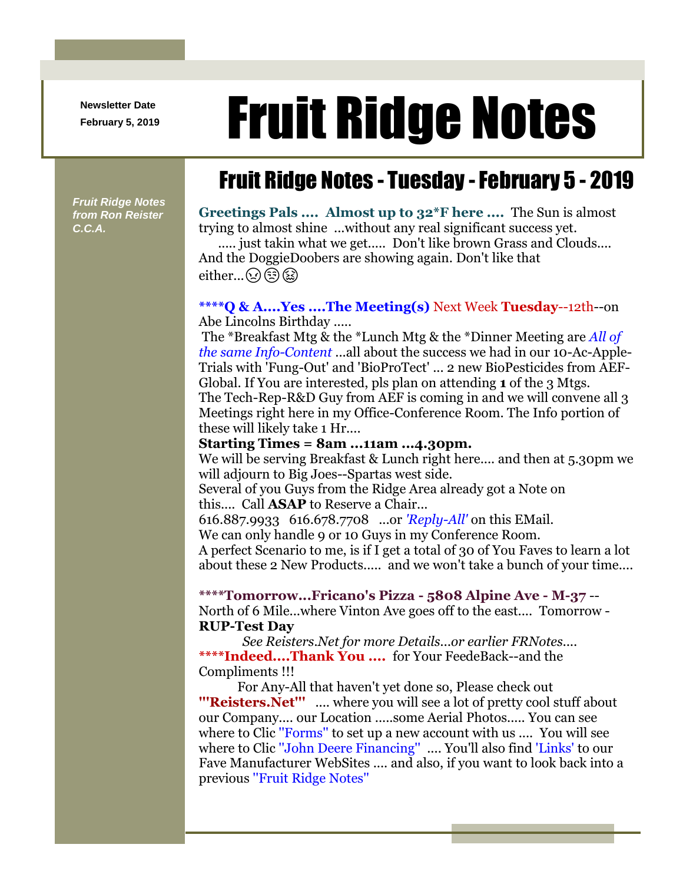Newsletter Date
February 5, 2019

# Fruit Ridge Notes

*Fruit Ridge Notes from Ron Reister C.C.A.*

## Fruit Ridge Notes - Tuesday - February 5 - 2019

**Greetings Pals .... Almost up to 32*F here ....** The Sun is almost trying to almost shine ...without any real significant success yet. ..... just takin what we get..... Don't like brown Grass and Clouds.... And the DoggieDoobers are showing again. Don't like that either...😠😒😣

**\****Q & A....Yes ....The Meeting(s)** Next Week **Tuesday**--12th--on Abe Lincolns Birthday .....

The *Breakfast Mtg & the *Lunch Mtg & the *Dinner Meeting are *All of the same Info-Content* ...all about the success we had in our 10-Ac-Apple-Trials with 'Fung-Out' and 'BioProTect' ... 2 new BioPesticides from AEF-Global. If You are interested, pls plan on attending **1** of the 3 Mtgs. The Tech-Rep-R&D Guy from AEF is coming in and we will convene all 3 Meetings right here in my Office-Conference Room. The Info portion of these will likely take 1 Hr....

**Starting Times = 8am ...11am ...4.30pm.**

We will be serving Breakfast & Lunch right here.... and then at 5.30pm we will adjourn to Big Joes--Spartas west side.

Several of you Guys from the Ridge Area already got a Note on this.... Call **ASAP** to Reserve a Chair...

616.887.9933 616.678.7708 ...or *'Reply-All'* on this EMail.

We can only handle 9 or 10 Guys in my Conference Room.

A perfect Scenario to me, is if I get a total of 30 of You Faves to learn a lot about these 2 New Products..... and we won't take a bunch of your time....

**\****Tomorrow...Fricano's Pizza - 5808 Alpine Ave - M-37** -- North of 6 Mile...where Vinton Ave goes off to the east.... Tomorrow - **RUP-Test Day**

*See Reisters.Net for more Details...or earlier FRNotes....*

**\****Indeed....Thank You ....** for Your FeedeBack--and the Compliments !!!

For Any-All that haven't yet done so, Please check out **"'Reisters.Net'"** .... where you will see a lot of pretty cool stuff about our Company.... our Location .....some Aerial Photos..... You can see where to Clic "Forms" to set up a new account with us .... You will see where to Clic "John Deere Financing" .... You'll also find 'Links' to our Fave Manufacturer WebSites .... and also, if you want to look back into a previous "Fruit Ridge Notes"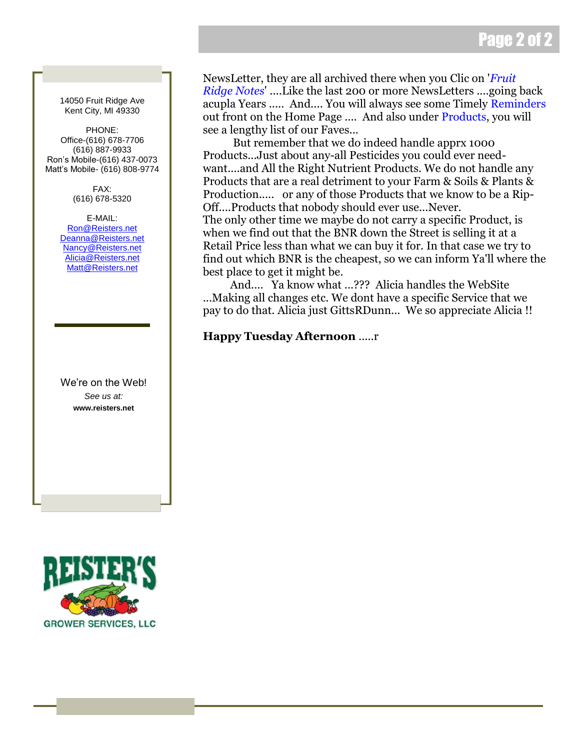NewsLetter, they are all archived there when you Clic on '*Fruit Ridge Notes*' ....Like the last 200 or more NewsLetters ....going back acupla Years ..... And.... You will always see some Timely Reminders out front on the Home Page .... And also under Products, you will see a lengthy list of our Faves...

But remember that we do indeed handle apprx 1000 Products...Just about any-all Pesticides you could ever need-want....and All the Right Nutrient Products. We do not handle any Products that are a real detriment to your Farm & Soils & Plants & Production..... or any of those Products that we know to be a Rip-Off....Products that nobody should ever use...Never.
The only other time we maybe do not carry a specific Product, is when we find out that the BNR down the Street is selling it at a Retail Price less than what we can buy it for. In that case we try to find out which BNR is the cheapest, so we can inform Ya'll where the best place to get it might be.

And.... Ya know what ...??? Alicia handles the WebSite ...Making all changes etc. We dont have a specific Service that we pay to do that. Alicia just GittsRDunn... We so appreciate Alicia !!

**Happy Tuesday Afternoon** .....r

14050 Fruit Ridge Ave
Kent City, MI 49330

PHONE:
Office-(616) 678-7706
(616) 887-9933
Ron's Mobile-(616) 437-0073
Matt's Mobile- (616) 808-9774

FAX:
(616) 678-5320

E-MAIL:
Ron@Reisters.net
Deanna@Reisters.net
Nancy@Reisters.net
Alicia@Reisters.net
Matt@Reisters.net

We're on the Web!
*See us at:*
**www.reisters.net**

REISTER'S
GROWER SERVICES, LLC